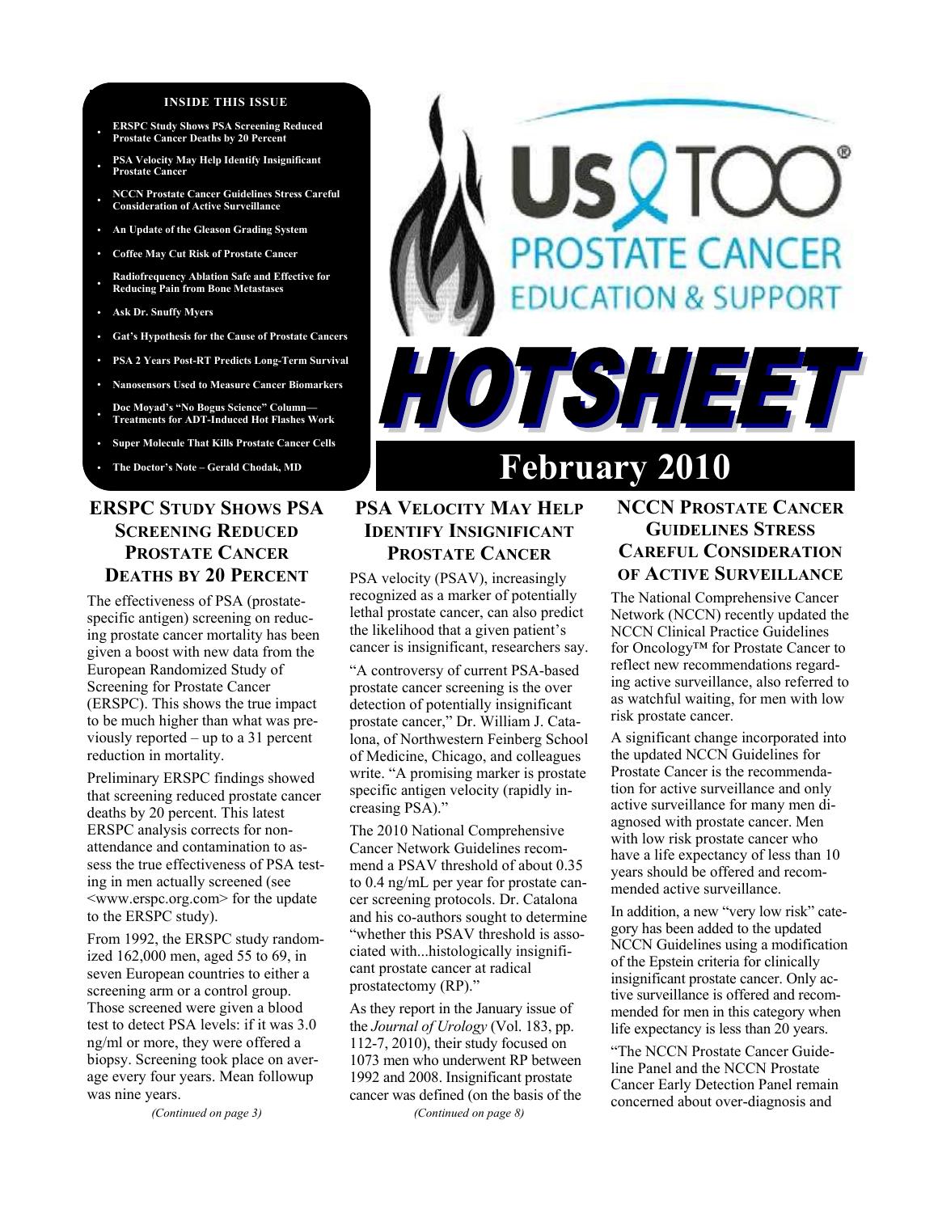**INSIDE THIS ISSUE**

- ERSPC Study Shows PSA Screening Reduced Prostate Cancer Deaths by 20 Percent
- PSA Velocity May Help Identify Insignificant Prostate Cancer
- NCCN Prostate Cancer Guidelines Stress Careful Consideration of Active Surveillance
- An Update of the Gleason Grading System
- Coffee May Cut Risk of Prostate Cancer
- Radiofrequency Ablation Safe and Effective for Reducing Pain from Bone Metastases
- Ask Dr. Snuffy Myers
- Gat's Hypothesis for the Cause of Prostate Cancers
- PSA 2 Years Post-RT Predicts Long-Term Survival
- Nanosensors Used to Measure Cancer Biomarkers
- Doc Moyad's "No Bogus Science" Column— Treatments for ADT-Induced Hot Flashes Work
- Super Molecule That Kills Prostate Cancer Cells
- The Doctor's Note – Gerald Chodak, MD

# Us TOO® PROSTATE CANCER EDUCATION & SUPPORT

# HOTSHEET

# February 2010

## ERSPC Study Shows PSA Screening Reduced Prostate Cancer Deaths by 20 Percent

The effectiveness of PSA (prostate-specific antigen) screening on reducing prostate cancer mortality has been given a boost with new data from the European Randomized Study of Screening for Prostate Cancer (ERSPC). This shows the true impact to be much higher than what was previously reported – up to a 31 percent reduction in mortality.

Preliminary ERSPC findings showed that screening reduced prostate cancer deaths by 20 percent. This latest ERSPC analysis corrects for non-attendance and contamination to assess the true effectiveness of PSA testing in men actually screened (see <www.erspc.org.com> for the update to the ERSPC study).

From 1992, the ERSPC study randomized 162,000 men, aged 55 to 69, in seven European countries to either a screening arm or a control group. Those screened were given a blood test to detect PSA levels: if it was 3.0 ng/ml or more, they were offered a biopsy. Screening took place on average every four years. Mean followup was nine years.

*(Continued on page 3)*

## PSA Velocity May Help Identify Insignificant Prostate Cancer

PSA velocity (PSAV), increasingly recognized as a marker of potentially lethal prostate cancer, can also predict the likelihood that a given patient's cancer is insignificant, researchers say.

"A controversy of current PSA-based prostate cancer screening is the over detection of potentially insignificant prostate cancer," Dr. William J. Catalona, of Northwestern Feinberg School of Medicine, Chicago, and colleagues write. "A promising marker is prostate specific antigen velocity (rapidly increasing PSA)."

The 2010 National Comprehensive Cancer Network Guidelines recommend a PSAV threshold of about 0.35 to 0.4 ng/mL per year for prostate cancer screening protocols. Dr. Catalona and his co-authors sought to determine "whether this PSAV threshold is associated with...histologically insignificant prostate cancer at radical prostatectomy (RP)."

As they report in the January issue of the *Journal of Urology* (Vol. 183, pp. 112-7, 2010), their study focused on 1073 men who underwent RP between 1992 and 2008. Insignificant prostate cancer was defined (on the basis of the

*(Continued on page 8)*

## NCCN Prostate Cancer Guidelines Stress Careful Consideration of Active Surveillance

The National Comprehensive Cancer Network (NCCN) recently updated the NCCN Clinical Practice Guidelines for Oncology™ for Prostate Cancer to reflect new recommendations regarding active surveillance, also referred to as watchful waiting, for men with low risk prostate cancer.

A significant change incorporated into the updated NCCN Guidelines for Prostate Cancer is the recommendation for active surveillance and only active surveillance for many men diagnosed with prostate cancer. Men with low risk prostate cancer who have a life expectancy of less than 10 years should be offered and recommended active surveillance.

In addition, a new "very low risk" category has been added to the updated NCCN Guidelines using a modification of the Epstein criteria for clinically insignificant prostate cancer. Only active surveillance is offered and recommended for men in this category when life expectancy is less than 20 years.

"The NCCN Prostate Cancer Guideline Panel and the NCCN Prostate Cancer Early Detection Panel remain concerned about over-diagnosis and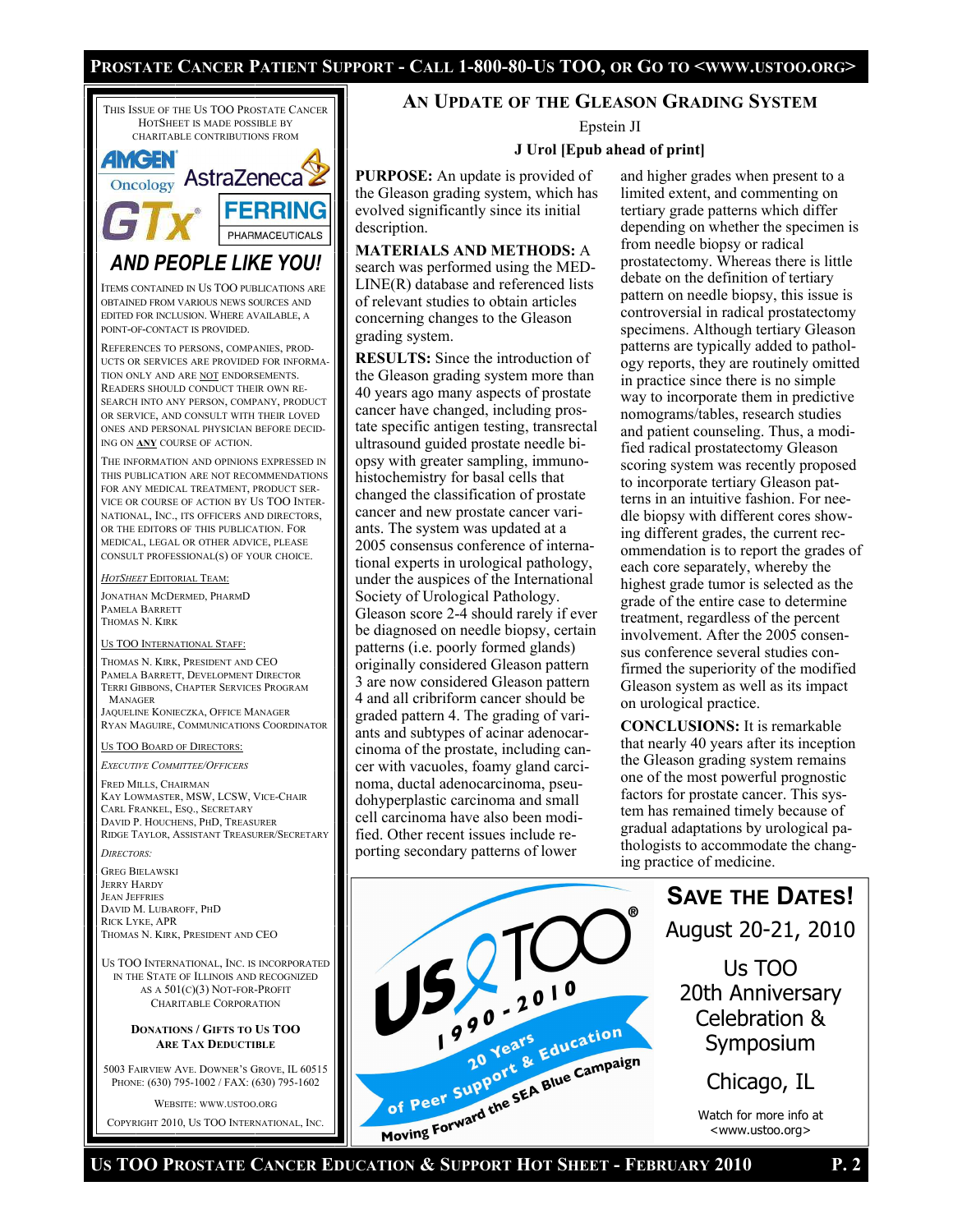This issue of the Us TOO Prostate Cancer HotSheet is made possible by charitable contributions from

AMGEN Oncology, AstraZeneca, GTx, FERRING PHARMACEUTICALS

*AND PEOPLE LIKE YOU!*

Items contained in Us TOO publications are obtained from various news sources and edited for inclusion. Where available, a point-of-contact is provided.

References to persons, companies, products or services are provided for information only and are not endorsements. Readers should conduct their own research into any person, company, product or service, and consult with their loved ones and personal physician before deciding on **any** course of action.

The information and opinions expressed in this publication are not recommendations for any medical treatment, product service or course of action by Us TOO International, Inc., its officers and directors, or the editors of this publication. For medical, legal or other advice, please consult professional(s) of your choice.

*HotSheet* Editorial Team:

Jonathan McDermed, PharmD
Pamela Barrett
Thomas N. Kirk

Us TOO International Staff:

Thomas N. Kirk, President and CEO
Pamela Barrett, Development Director
Terri Gibbons, Chapter Services Program Manager
Jaqueline Konieczka, Office Manager
Ryan Maguire, Communications Coordinator

Us TOO Board of Directors:

*Executive Committee/Officers*

Fred Mills, Chairman
Kay Lowmaster, MSW, LCSW, Vice-Chair
Carl Frankel, Esq., Secretary
David P. Houchens, PhD, Treasurer
Ridge Taylor, Assistant Treasurer/Secretary

*Directors:*

Greg Bielawski
Jerry Hardy
Jean Jeffries
David M. Lubaroff, PhD
Rick Lyke, APR
Thomas N. Kirk, President and CEO

Us TOO International, Inc. is incorporated in the State of Illinois and recognized as a 501(c)(3) not-for-profit charitable corporation

**Donations / Gifts to Us TOO Are Tax Deductible**

5003 Fairview Ave. Downer's Grove, IL 60515
Phone: (630) 795-1002 / Fax: (630) 795-1602

Website: www.ustoo.org

Copyright 2010, Us TOO International, Inc.

## An Update of the Gleason Grading System

Epstein JI

**J Urol [Epub ahead of print]**

**PURPOSE:** An update is provided of the Gleason grading system, which has evolved significantly since its initial description.

**MATERIALS AND METHODS:** A search was performed using the MEDLINE(R) database and referenced lists of relevant studies to obtain articles concerning changes to the Gleason grading system.

**RESULTS:** Since the introduction of the Gleason grading system more than 40 years ago many aspects of prostate cancer have changed, including prostate specific antigen testing, transrectal ultrasound guided prostate needle biopsy with greater sampling, immunohistochemistry for basal cells that changed the classification of prostate cancer and new prostate cancer variants. The system was updated at a 2005 consensus conference of international experts in urological pathology, under the auspices of the International Society of Urological Pathology. Gleason score 2-4 should rarely if ever be diagnosed on needle biopsy, certain patterns (i.e. poorly formed glands) originally considered Gleason pattern 3 are now considered Gleason pattern 4 and all cribriform cancer should be graded pattern 4. The grading of variants and subtypes of acinar adenocarcinoma of the prostate, including cancer with vacuoles, foamy gland carcinoma, ductal adenocarcinoma, pseudohyperplastic carcinoma and small cell carcinoma have also been modified. Other recent issues include reporting secondary patterns of lower and higher grades when present to a limited extent, and commenting on tertiary grade patterns which differ depending on whether the specimen is from needle biopsy or radical prostatectomy. Whereas there is little debate on the definition of tertiary pattern on needle biopsy, this issue is controversial in radical prostatectomy specimens. Although tertiary Gleason patterns are typically added to pathology reports, they are routinely omitted in practice since there is no simple way to incorporate them in predictive nomograms/tables, research studies and patient counseling. Thus, a modified radical prostatectomy Gleason scoring system was recently proposed to incorporate tertiary Gleason patterns in an intuitive fashion. For needle biopsy with different cores showing different grades, the current recommendation is to report the grades of each core separately, whereby the highest grade tumor is selected as the grade of the entire case to determine treatment, regardless of the percent involvement. After the 2005 consensus conference several studies confirmed the superiority of the modified Gleason system as well as its impact on urological practice.

**CONCLUSIONS:** It is remarkable that nearly 40 years after its inception the Gleason grading system remains one of the most powerful prognostic factors for prostate cancer. This system has remained timely because of gradual adaptations by urological pathologists to accommodate the changing practice of medicine.

Us TOO 1990 - 2010
20 Years of Peer Support & Education
Moving Forward the SEA Blue Campaign

**Save the Dates!**

August 20-21, 2010

Us TOO 20th Anniversary Celebration & Symposium

Chicago, IL

Watch for more info at <www.ustoo.org>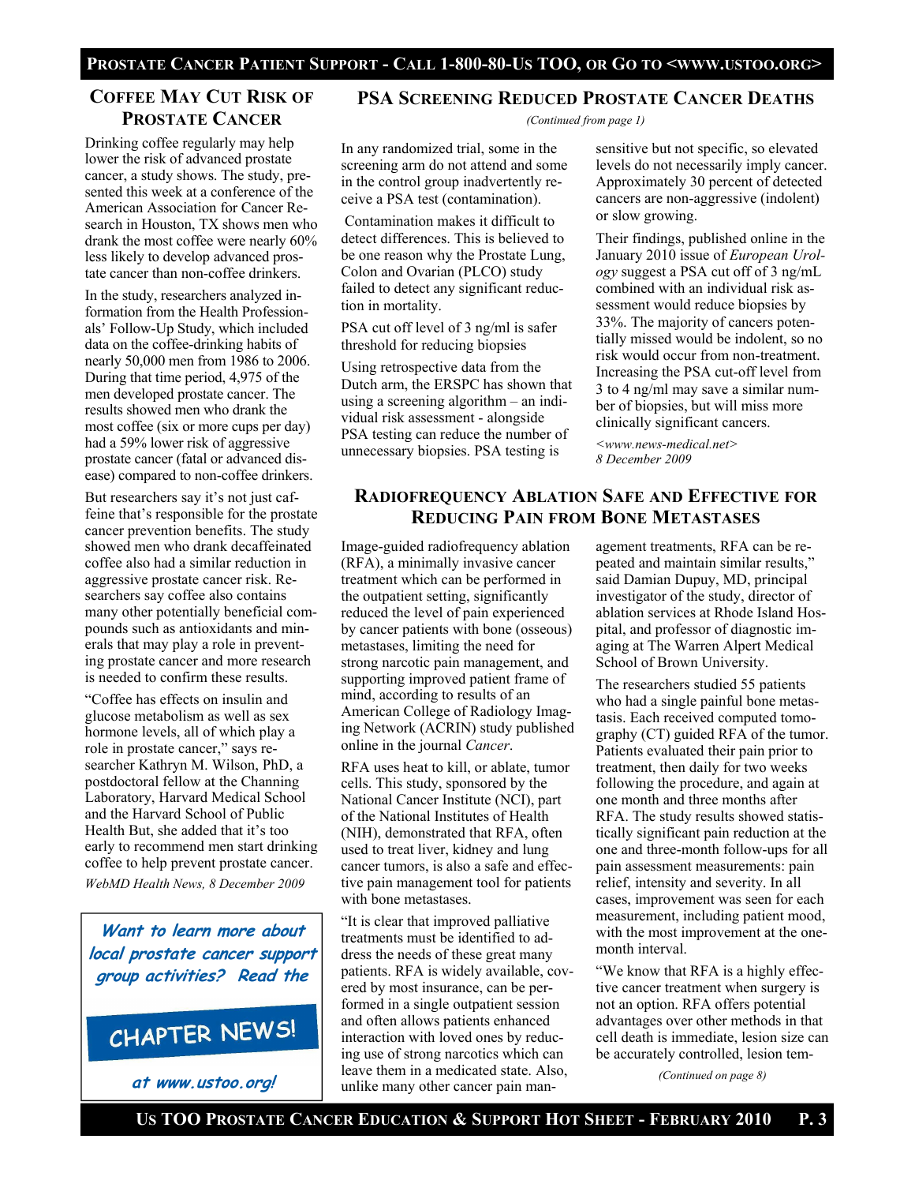## Coffee May Cut Risk of Prostate Cancer

Drinking coffee regularly may help lower the risk of advanced prostate cancer, a study shows. The study, presented this week at a conference of the American Association for Cancer Research in Houston, TX shows men who drank the most coffee were nearly 60% less likely to develop advanced prostate cancer than non-coffee drinkers.

In the study, researchers analyzed information from the Health Professionals' Follow-Up Study, which included data on the coffee-drinking habits of nearly 50,000 men from 1986 to 2006. During that time period, 4,975 of the men developed prostate cancer. The results showed men who drank the most coffee (six or more cups per day) had a 59% lower risk of aggressive prostate cancer (fatal or advanced disease) compared to non-coffee drinkers.

But researchers say it's not just caffeine that's responsible for the prostate cancer prevention benefits. The study showed men who drank decaffeinated coffee also had a similar reduction in aggressive prostate cancer risk. Researchers say coffee also contains many other potentially beneficial compounds such as antioxidants and minerals that may play a role in preventing prostate cancer and more research is needed to confirm these results.

"Coffee has effects on insulin and glucose metabolism as well as sex hormone levels, all of which play a role in prostate cancer," says researcher Kathryn M. Wilson, PhD, a postdoctoral fellow at the Channing Laboratory, Harvard Medical School and the Harvard School of Public Health But, she added that it's too early to recommend men start drinking coffee to help prevent prostate cancer.

*WebMD Health News, 8 December 2009*

**Want to learn more about local prostate cancer support group activities? Read the CHAPTER NEWS! at www.ustoo.org!**

## PSA Screening Reduced Prostate Cancer Deaths

*(Continued from page 1)*

In any randomized trial, some in the screening arm do not attend and some in the control group inadvertently receive a PSA test (contamination).

Contamination makes it difficult to detect differences. This is believed to be one reason why the Prostate Lung, Colon and Ovarian (PLCO) study failed to detect any significant reduction in mortality.

PSA cut off level of 3 ng/ml is safer threshold for reducing biopsies

Using retrospective data from the Dutch arm, the ERSPC has shown that using a screening algorithm – an individual risk assessment - alongside PSA testing can reduce the number of unnecessary biopsies. PSA testing is sensitive but not specific, so elevated levels do not necessarily imply cancer. Approximately 30 percent of detected cancers are non-aggressive (indolent) or slow growing.

Their findings, published online in the January 2010 issue of *European Urology* suggest a PSA cut off of 3 ng/mL combined with an individual risk assessment would reduce biopsies by 33%. The majority of cancers potentially missed would be indolent, so no risk would occur from non-treatment. Increasing the PSA cut-off level from 3 to 4 ng/ml may save a similar number of biopsies, but will miss more clinically significant cancers.

*<www.news-medical.net> 8 December 2009*

## Radiofrequency Ablation Safe and Effective for Reducing Pain from Bone Metastases

Image-guided radiofrequency ablation (RFA), a minimally invasive cancer treatment which can be performed in the outpatient setting, significantly reduced the level of pain experienced by cancer patients with bone (osseous) metastases, limiting the need for strong narcotic pain management, and supporting improved patient frame of mind, according to results of an American College of Radiology Imaging Network (ACRIN) study published online in the journal *Cancer*.

RFA uses heat to kill, or ablate, tumor cells. This study, sponsored by the National Cancer Institute (NCI), part of the National Institutes of Health (NIH), demonstrated that RFA, often used to treat liver, kidney and lung cancer tumors, is also a safe and effective pain management tool for patients with bone metastases.

"It is clear that improved palliative treatments must be identified to address the needs of these great many patients. RFA is widely available, covered by most insurance, can be performed in a single outpatient session and often allows patients enhanced interaction with loved ones by reducing use of strong narcotics which can leave them in a medicated state. Also, unlike many other cancer pain management treatments, RFA can be repeated and maintain similar results," said Damian Dupuy, MD, principal investigator of the study, director of ablation services at Rhode Island Hospital, and professor of diagnostic imaging at The Warren Alpert Medical School of Brown University.

The researchers studied 55 patients who had a single painful bone metastasis. Each received computed tomography (CT) guided RFA of the tumor. Patients evaluated their pain prior to treatment, then daily for two weeks following the procedure, and again at one month and three months after RFA. The study results showed statistically significant pain reduction at the one and three-month follow-ups for all pain assessment measurements: pain relief, intensity and severity. In all cases, improvement was seen for each measurement, including patient mood, with the most improvement at the one-month interval.

"We know that RFA is a highly effective cancer treatment when surgery is not an option. RFA offers potential advantages over other methods in that cell death is immediate, lesion size can be accurately controlled, lesion tem-

*(Continued on page 8)*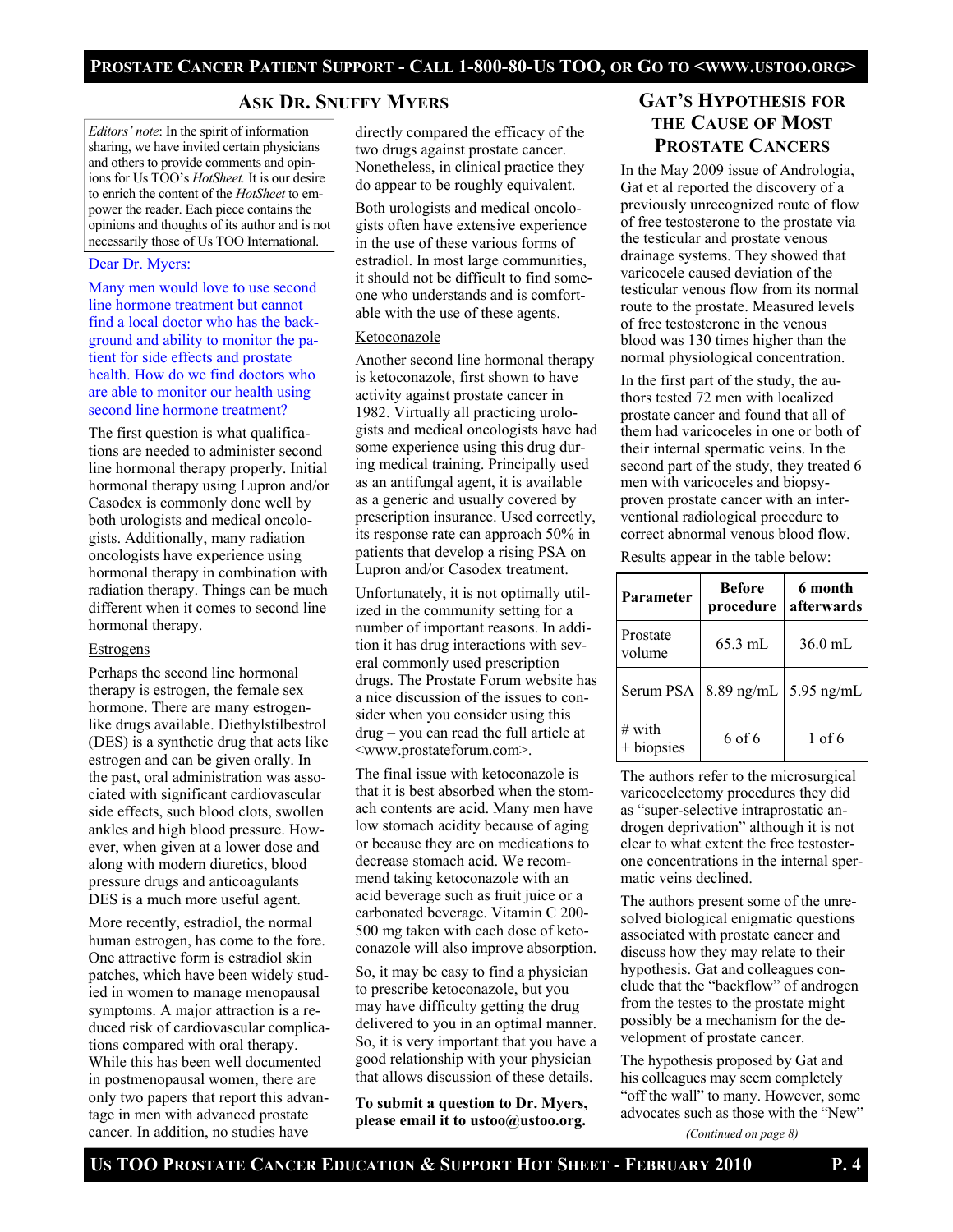## Ask Dr. Snuffy Myers

*Editors' note*: In the spirit of information sharing, we have invited certain physicians and others to provide comments and opinions for Us TOO's *HotSheet.* It is our desire to enrich the content of the *HotSheet* to empower the reader. Each piece contains the opinions and thoughts of its author and is not necessarily those of Us TOO International.

Dear Dr. Myers:

Many men would love to use second line hormone treatment but cannot find a local doctor who has the background and ability to monitor the patient for side effects and prostate health. How do we find doctors who are able to monitor our health using second line hormone treatment?

The first question is what qualifications are needed to administer second line hormonal therapy properly. Initial hormonal therapy using Lupron and/or Casodex is commonly done well by both urologists and medical oncologists. Additionally, many radiation oncologists have experience using hormonal therapy in combination with radiation therapy. Things can be much different when it comes to second line hormonal therapy.

Estrogens

Perhaps the second line hormonal therapy is estrogen, the female sex hormone. There are many estrogen-like drugs available. Diethylstilbestrol (DES) is a synthetic drug that acts like estrogen and can be given orally. In the past, oral administration was associated with significant cardiovascular side effects, such blood clots, swollen ankles and high blood pressure. However, when given at a lower dose and along with modern diuretics, blood pressure drugs and anticoagulants DES is a much more useful agent.

More recently, estradiol, the normal human estrogen, has come to the fore. One attractive form is estradiol skin patches, which have been widely studied in women to manage menopausal symptoms. A major attraction is a reduced risk of cardiovascular complications compared with oral therapy. While this has been well documented in postmenopausal women, there are only two papers that report this advantage in men with advanced prostate cancer. In addition, no studies have directly compared the efficacy of the two drugs against prostate cancer. Nonetheless, in clinical practice they do appear to be roughly equivalent.

Both urologists and medical oncologists often have extensive experience in the use of these various forms of estradiol. In most large communities, it should not be difficult to find someone who understands and is comfortable with the use of these agents.

Ketoconazole

Another second line hormonal therapy is ketoconazole, first shown to have activity against prostate cancer in 1982. Virtually all practicing urologists and medical oncologists have had some experience using this drug during medical training. Principally used as an antifungal agent, it is available as a generic and usually covered by prescription insurance. Used correctly, its response rate can approach 50% in patients that develop a rising PSA on Lupron and/or Casodex treatment.

Unfortunately, it is not optimally utilized in the community setting for a number of important reasons. In addition it has drug interactions with several commonly used prescription drugs. The Prostate Forum website has a nice discussion of the issues to consider when you consider using this drug – you can read the full article at <www.prostateforum.com>.

The final issue with ketoconazole is that it is best absorbed when the stomach contents are acid. Many men have low stomach acidity because of aging or because they are on medications to decrease stomach acid. We recommend taking ketoconazole with an acid beverage such as fruit juice or a carbonated beverage. Vitamin C 200-500 mg taken with each dose of ketoconazole will also improve absorption.

So, it may be easy to find a physician to prescribe ketoconazole, but you may have difficulty getting the drug delivered to you in an optimal manner. So, it is very important that you have a good relationship with your physician that allows discussion of these details.

**To submit a question to Dr. Myers, please email it to ustoo@ustoo.org.**

## Gat's Hypothesis for the Cause of Most Prostate Cancers

In the May 2009 issue of Andrologia, Gat et al reported the discovery of a previously unrecognized route of flow of free testosterone to the prostate via the testicular and prostate venous drainage systems. They showed that varicocele caused deviation of the testicular venous flow from its normal route to the prostate. Measured levels of free testosterone in the venous blood was 130 times higher than the normal physiological concentration.

In the first part of the study, the authors tested 72 men with localized prostate cancer and found that all of them had varicoceles in one or both of their internal spermatic veins. In the second part of the study, they treated 6 men with varicoceles and biopsy-proven prostate cancer with an interventional radiological procedure to correct abnormal venous blood flow.

Results appear in the table below:

| Parameter | Before procedure | 6 month afterwards |
|---|---|---|
| Prostate volume | 65.3 mL | 36.0 mL |
| Serum PSA | 8.89 ng/mL | 5.95 ng/mL |
| # with + biopsies | 6 of 6 | 1 of 6 |

The authors refer to the microsurgical varicocelectomy procedures they did as "super-selective intraprostatic androgen deprivation" although it is not clear to what extent the free testosterone concentrations in the internal spermatic veins declined.

The authors present some of the unresolved biological enigmatic questions associated with prostate cancer and discuss how they may relate to their hypothesis. Gat and colleagues conclude that the "backflow" of androgen from the testes to the prostate might possibly be a mechanism for the development of prostate cancer.

The hypothesis proposed by Gat and his colleagues may seem completely "off the wall" to many. However, some advocates such as those with the "New"

*(Continued on page 8)*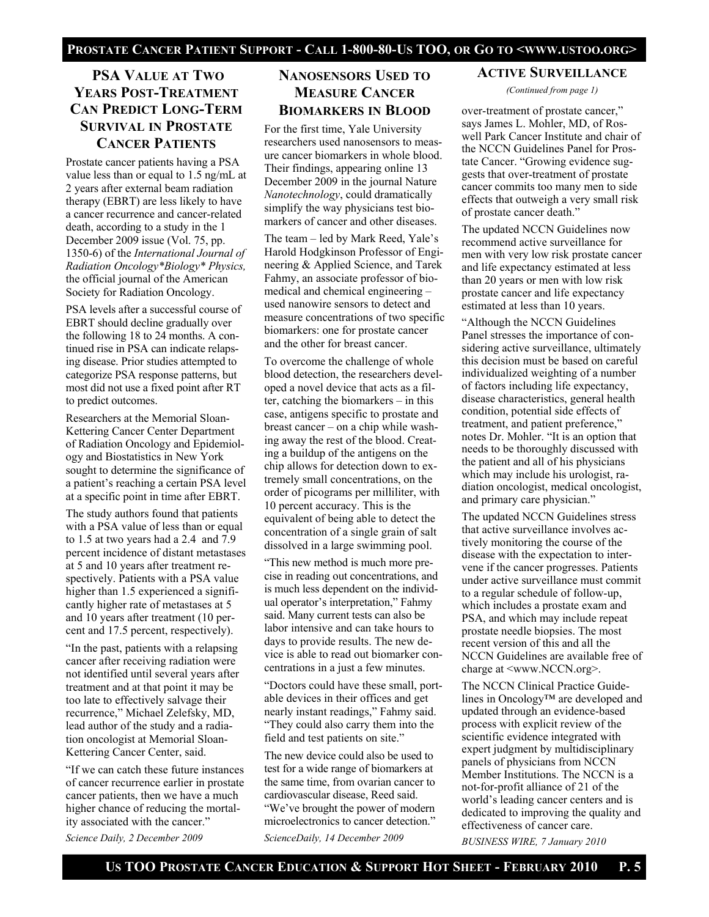## PSA Value at Two Years Post-Treatment Can Predict Long-Term Survival in Prostate Cancer Patients

Prostate cancer patients having a PSA value less than or equal to 1.5 ng/mL at 2 years after external beam radiation therapy (EBRT) are less likely to have a cancer recurrence and cancer-related death, according to a study in the 1 December 2009 issue (Vol. 75, pp. 1350-6) of the *International Journal of Radiation Oncology*Biology* Physics,* the official journal of the American Society for Radiation Oncology.

PSA levels after a successful course of EBRT should decline gradually over the following 18 to 24 months. A continued rise in PSA can indicate relapsing disease. Prior studies attempted to categorize PSA response patterns, but most did not use a fixed point after RT to predict outcomes.

Researchers at the Memorial Sloan-Kettering Cancer Center Department of Radiation Oncology and Epidemiology and Biostatistics in New York sought to determine the significance of a patient's reaching a certain PSA level at a specific point in time after EBRT.

The study authors found that patients with a PSA value of less than or equal to 1.5 at two years had a 2.4 and 7.9 percent incidence of distant metastases at 5 and 10 years after treatment respectively. Patients with a PSA value higher than 1.5 experienced a significantly higher rate of metastases at 5 and 10 years after treatment (10 percent and 17.5 percent, respectively).

"In the past, patients with a relapsing cancer after receiving radiation were not identified until several years after treatment and at that point it may be too late to effectively salvage their recurrence," Michael Zelefsky, MD, lead author of the study and a radiation oncologist at Memorial Sloan-Kettering Cancer Center, said.

"If we can catch these future instances of cancer recurrence earlier in prostate cancer patients, then we have a much higher chance of reducing the mortality associated with the cancer."

*Science Daily, 2 December 2009*

## Nanosensors Used to Measure Cancer Biomarkers in Blood

For the first time, Yale University researchers used nanosensors to measure cancer biomarkers in whole blood. Their findings, appearing online 13 December 2009 in the journal Nature *Nanotechnology*, could dramatically simplify the way physicians test biomarkers of cancer and other diseases.

The team – led by Mark Reed, Yale's Harold Hodgkinson Professor of Engineering & Applied Science, and Tarek Fahmy, an associate professor of biomedical and chemical engineering – used nanowire sensors to detect and measure concentrations of two specific biomarkers: one for prostate cancer and the other for breast cancer.

To overcome the challenge of whole blood detection, the researchers developed a novel device that acts as a filter, catching the biomarkers – in this case, antigens specific to prostate and breast cancer – on a chip while washing away the rest of the blood. Creating a buildup of the antigens on the chip allows for detection down to extremely small concentrations, on the order of picograms per milliliter, with 10 percent accuracy. This is the equivalent of being able to detect the concentration of a single grain of salt dissolved in a large swimming pool.

"This new method is much more precise in reading out concentrations, and is much less dependent on the individual operator's interpretation," Fahmy said. Many current tests can also be labor intensive and can take hours to days to provide results. The new device is able to read out biomarker concentrations in a just a few minutes.

"Doctors could have these small, portable devices in their offices and get nearly instant readings," Fahmy said. "They could also carry them into the field and test patients on site."

The new device could also be used to test for a wide range of biomarkers at the same time, from ovarian cancer to cardiovascular disease, Reed said. "We've brought the power of modern microelectronics to cancer detection."

*ScienceDaily, 14 December 2009*

## Active Surveillance

*(Continued from page 1)*

over-treatment of prostate cancer," says James L. Mohler, MD, of Roswell Park Cancer Institute and chair of the NCCN Guidelines Panel for Prostate Cancer. "Growing evidence suggests that over-treatment of prostate cancer commits too many men to side effects that outweigh a very small risk of prostate cancer death."

The updated NCCN Guidelines now recommend active surveillance for men with very low risk prostate cancer and life expectancy estimated at less than 20 years or men with low risk prostate cancer and life expectancy estimated at less than 10 years.

"Although the NCCN Guidelines Panel stresses the importance of considering active surveillance, ultimately this decision must be based on careful individualized weighting of a number of factors including life expectancy, disease characteristics, general health condition, potential side effects of treatment, and patient preference," notes Dr. Mohler. "It is an option that needs to be thoroughly discussed with the patient and all of his physicians which may include his urologist, radiation oncologist, medical oncologist, and primary care physician."

The updated NCCN Guidelines stress that active surveillance involves actively monitoring the course of the disease with the expectation to intervene if the cancer progresses. Patients under active surveillance must commit to a regular schedule of follow-up, which includes a prostate exam and PSA, and which may include repeat prostate needle biopsies. The most recent version of this and all the NCCN Guidelines are available free of charge at <www.NCCN.org>.

The NCCN Clinical Practice Guidelines in Oncology™ are developed and updated through an evidence-based process with explicit review of the scientific evidence integrated with expert judgment by multidisciplinary panels of physicians from NCCN Member Institutions. The NCCN is a not-for-profit alliance of 21 of the world's leading cancer centers and is dedicated to improving the quality and effectiveness of cancer care.

*BUSINESS WIRE, 7 January 2010*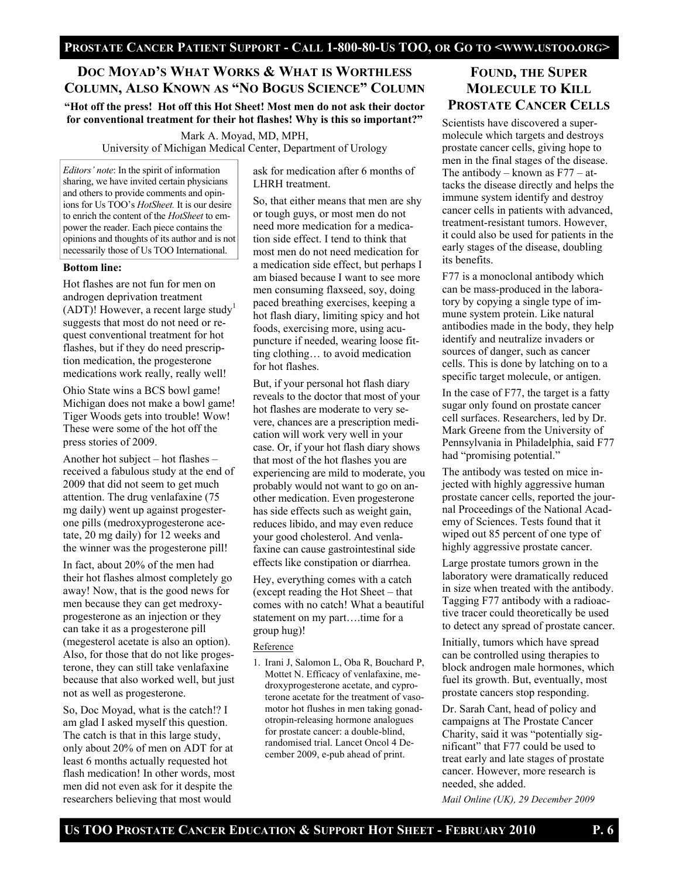## DOC MOYAD'S WHAT WORKS & WHAT IS WORTHLESS COLUMN, ALSO KNOWN AS "NO BOGUS SCIENCE" COLUMN

**"Hot off the press! Hot off this Hot Sheet! Most men do not ask their doctor for conventional treatment for their hot flashes! Why is this so important?"**

Mark A. Moyad, MD, MPH,
University of Michigan Medical Center, Department of Urology

*Editors' note*: In the spirit of information sharing, we have invited certain physicians and others to provide comments and opinions for Us TOO's *HotSheet.* It is our desire to enrich the content of the *HotSheet* to empower the reader. Each piece contains the opinions and thoughts of its author and is not necessarily those of Us TOO International.

**Bottom line:**

Hot flashes are not fun for men on androgen deprivation treatment (ADT)! However, a recent large study[1] suggests that most do not need or request conventional treatment for hot flashes, but if they do need prescription medication, the progesterone medications work really, really well!

Ohio State wins a BCS bowl game! Michigan does not make a bowl game! Tiger Woods gets into trouble! Wow! These were some of the hot off the press stories of 2009.

Another hot subject – hot flashes – received a fabulous study at the end of 2009 that did not seem to get much attention. The drug venlafaxine (75 mg daily) went up against progesterone pills (medroxyprogesterone acetate, 20 mg daily) for 12 weeks and the winner was the progesterone pill!

In fact, about 20% of the men had their hot flashes almost completely go away! Now, that is the good news for men because they can get medroxyprogesterone as an injection or they can take it as a progesterone pill (megesterol acetate is also an option). Also, for those that do not like progesterone, they can still take venlafaxine because that also worked well, but just not as well as progesterone.

So, Doc Moyad, what is the catch!? I am glad I asked myself this question. The catch is that in this large study, only about 20% of men on ADT for at least 6 months actually requested hot flash medication! In other words, most men did not even ask for it despite the researchers believing that most would ask for medication after 6 months of LHRH treatment.

So, that either means that men are shy or tough guys, or most men do not need more medication for a medication side effect. I tend to think that most men do not need medication for a medication side effect, but perhaps I am biased because I want to see more men consuming flaxseed, soy, doing paced breathing exercises, keeping a hot flash diary, limiting spicy and hot foods, exercising more, using acupuncture if needed, wearing loose fitting clothing… to avoid medication for hot flashes.

But, if your personal hot flash diary reveals to the doctor that most of your hot flashes are moderate to very severe, chances are a prescription medication will work very well in your case. Or, if your hot flash diary shows that most of the hot flashes you are experiencing are mild to moderate, you probably would not want to go on another medication. Even progesterone has side effects such as weight gain, reduces libido, and may even reduce your good cholesterol. And venlafaxine can cause gastrointestinal side effects like constipation or diarrhea.

Hey, everything comes with a catch (except reading the Hot Sheet – that comes with no catch! What a beautiful statement on my part….time for a group hug)!

Reference

1. Irani J, Salomon L, Oba R, Bouchard P, Mottet N. Efficacy of venlafaxine, medroxyprogesterone acetate, and cyproterone acetate for the treatment of vasomotor hot flushes in men taking gonadotropin-releasing hormone analogues for prostate cancer: a double-blind, randomised trial. Lancet Oncol 4 December 2009, e-pub ahead of print.

## FOUND, THE SUPER MOLECULE TO KILL PROSTATE CANCER CELLS

Scientists have discovered a super-molecule which targets and destroys prostate cancer cells, giving hope to men in the final stages of the disease. The antibody – known as F77 – attacks the disease directly and helps the immune system identify and destroy cancer cells in patients with advanced, treatment-resistant tumors. However, it could also be used for patients in the early stages of the disease, doubling its benefits.

F77 is a monoclonal antibody which can be mass-produced in the laboratory by copying a single type of immune system protein. Like natural antibodies made in the body, they help identify and neutralize invaders or sources of danger, such as cancer cells. This is done by latching on to a specific target molecule, or antigen.

In the case of F77, the target is a fatty sugar only found on prostate cancer cell surfaces. Researchers, led by Dr. Mark Greene from the University of Pennsylvania in Philadelphia, said F77 had "promising potential."

The antibody was tested on mice injected with highly aggressive human prostate cancer cells, reported the journal Proceedings of the National Academy of Sciences. Tests found that it wiped out 85 percent of one type of highly aggressive prostate cancer.

Large prostate tumors grown in the laboratory were dramatically reduced in size when treated with the antibody. Tagging F77 antibody with a radioactive tracer could theoretically be used to detect any spread of prostate cancer.

Initially, tumors which have spread can be controlled using therapies to block androgen male hormones, which fuel its growth. But, eventually, most prostate cancers stop responding.

Dr. Sarah Cant, head of policy and campaigns at The Prostate Cancer Charity, said it was "potentially significant" that F77 could be used to treat early and late stages of prostate cancer. However, more research is needed, she added.

*Mail Online (UK), 29 December 2009*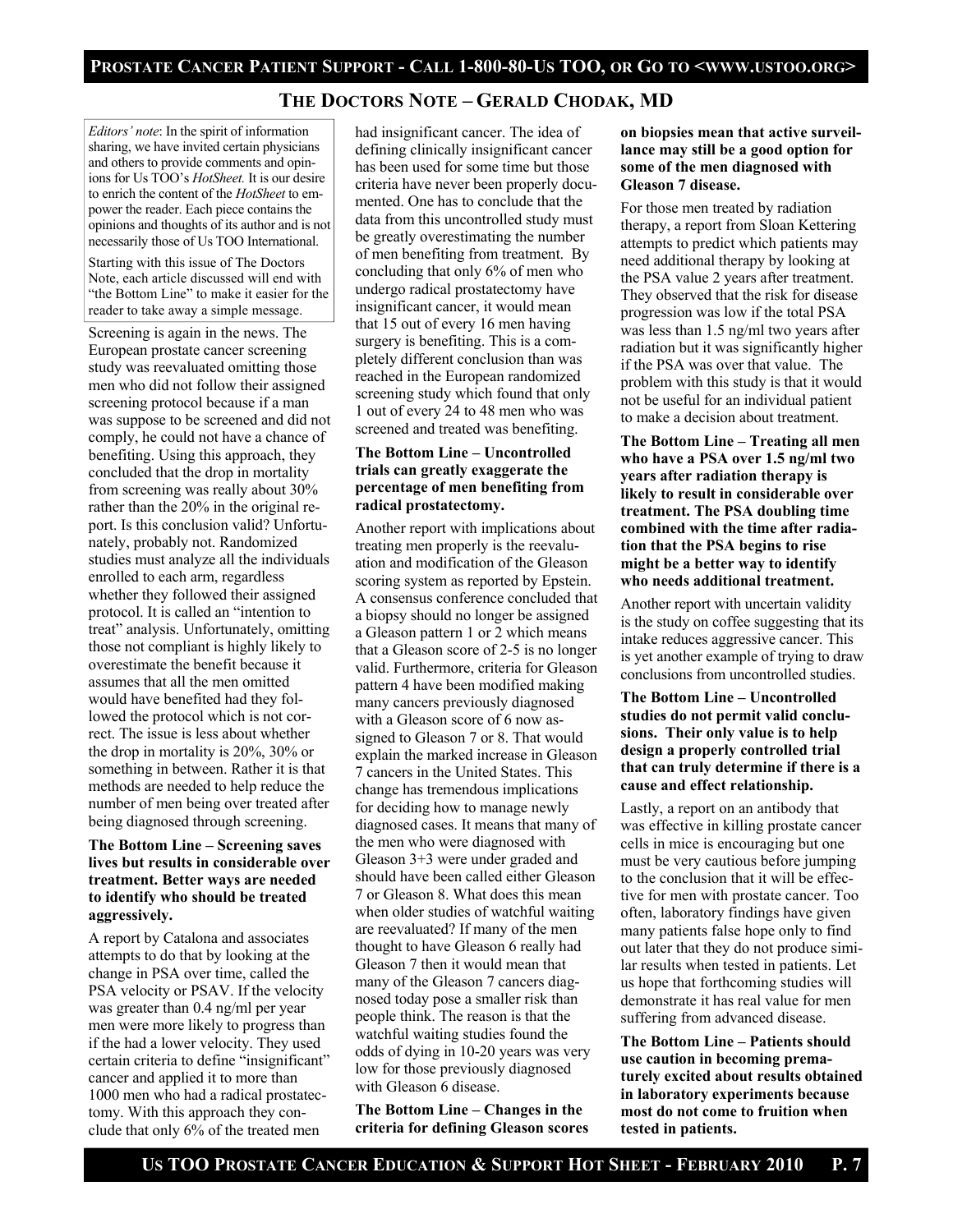## The Doctors Note – Gerald Chodak, MD

*Editors' note*: In the spirit of information sharing, we have invited certain physicians and others to provide comments and opinions for Us TOO's *HotSheet.* It is our desire to enrich the content of the *HotSheet* to empower the reader. Each piece contains the opinions and thoughts of its author and is not necessarily those of Us TOO International.

Starting with this issue of The Doctors Note, each article discussed will end with "the Bottom Line" to make it easier for the reader to take away a simple message.

Screening is again in the news. The European prostate cancer screening study was reevaluated omitting those men who did not follow their assigned screening protocol because if a man was suppose to be screened and did not comply, he could not have a chance of benefiting. Using this approach, they concluded that the drop in mortality from screening was really about 30% rather than the 20% in the original report. Is this conclusion valid? Unfortunately, probably not. Randomized studies must analyze all the individuals enrolled to each arm, regardless whether they followed their assigned protocol. It is called an "intention to treat" analysis. Unfortunately, omitting those not compliant is highly likely to overestimate the benefit because it assumes that all the men omitted would have benefited had they followed the protocol which is not correct. The issue is less about whether the drop in mortality is 20%, 30% or something in between. Rather it is that methods are needed to help reduce the number of men being over treated after being diagnosed through screening.

**The Bottom Line – Screening saves lives but results in considerable over treatment. Better ways are needed to identify who should be treated aggressively.**

A report by Catalona and associates attempts to do that by looking at the change in PSA over time, called the PSA velocity or PSAV. If the velocity was greater than 0.4 ng/ml per year men were more likely to progress than if the had a lower velocity. They used certain criteria to define "insignificant" cancer and applied it to more than 1000 men who had a radical prostatectomy. With this approach they conclude that only 6% of the treated men had insignificant cancer. The idea of defining clinically insignificant cancer has been used for some time but those criteria have never been properly documented. One has to conclude that the data from this uncontrolled study must be greatly overestimating the number of men benefiting from treatment. By concluding that only 6% of men who undergo radical prostatectomy have insignificant cancer, it would mean that 15 out of every 16 men having surgery is benefiting. This is a completely different conclusion than was reached in the European randomized screening study which found that only 1 out of every 24 to 48 men who was screened and treated was benefiting.

**The Bottom Line – Uncontrolled trials can greatly exaggerate the percentage of men benefiting from radical prostatectomy.**

Another report with implications about treating men properly is the reevaluation and modification of the Gleason scoring system as reported by Epstein. A consensus conference concluded that a biopsy should no longer be assigned a Gleason pattern 1 or 2 which means that a Gleason score of 2-5 is no longer valid. Furthermore, criteria for Gleason pattern 4 have been modified making many cancers previously diagnosed with a Gleason score of 6 now assigned to Gleason 7 or 8. That would explain the marked increase in Gleason 7 cancers in the United States. This change has tremendous implications for deciding how to manage newly diagnosed cases. It means that many of the men who were diagnosed with Gleason 3+3 were under graded and should have been called either Gleason 7 or Gleason 8. What does this mean when older studies of watchful waiting are reevaluated? If many of the men thought to have Gleason 6 really had Gleason 7 then it would mean that many of the Gleason 7 cancers diagnosed today pose a smaller risk than people think. The reason is that the watchful waiting studies found the odds of dying in 10-20 years was very low for those previously diagnosed with Gleason 6 disease.

**The Bottom Line – Changes in the criteria for defining Gleason scores on biopsies mean that active surveillance may still be a good option for some of the men diagnosed with Gleason 7 disease.**

For those men treated by radiation therapy, a report from Sloan Kettering attempts to predict which patients may need additional therapy by looking at the PSA value 2 years after treatment. They observed that the risk for disease progression was low if the total PSA was less than 1.5 ng/ml two years after radiation but it was significantly higher if the PSA was over that value. The problem with this study is that it would not be useful for an individual patient to make a decision about treatment.

**The Bottom Line – Treating all men who have a PSA over 1.5 ng/ml two years after radiation therapy is likely to result in considerable over treatment. The PSA doubling time combined with the time after radiation that the PSA begins to rise might be a better way to identify who needs additional treatment.**

Another report with uncertain validity is the study on coffee suggesting that its intake reduces aggressive cancer. This is yet another example of trying to draw conclusions from uncontrolled studies.

**The Bottom Line – Uncontrolled studies do not permit valid conclusions. Their only value is to help design a properly controlled trial that can truly determine if there is a cause and effect relationship.**

Lastly, a report on an antibody that was effective in killing prostate cancer cells in mice is encouraging but one must be very cautious before jumping to the conclusion that it will be effective for men with prostate cancer. Too often, laboratory findings have given many patients false hope only to find out later that they do not produce similar results when tested in patients. Let us hope that forthcoming studies will demonstrate it has real value for men suffering from advanced disease.

**The Bottom Line – Patients should use caution in becoming prematurely excited about results obtained in laboratory experiments because most do not come to fruition when tested in patients.**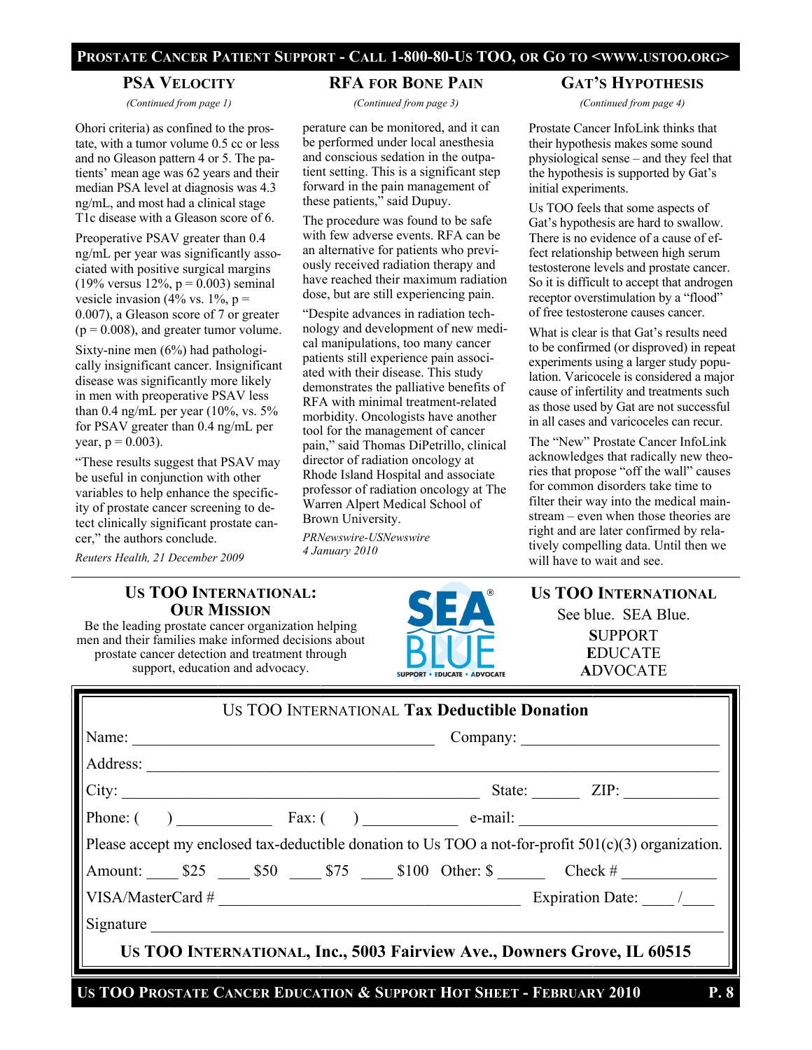## PSA VELOCITY

*(Continued from page 1)*

Ohori criteria) as confined to the prostate, with a tumor volume 0.5 cc or less and no Gleason pattern 4 or 5. The patients' mean age was 62 years and their median PSA level at diagnosis was 4.3 ng/mL, and most had a clinical stage T1c disease with a Gleason score of 6.

Preoperative PSAV greater than 0.4 ng/mL per year was significantly associated with positive surgical margins (19% versus 12%, $p = 0.003$) seminal vesicle invasion (4% vs. 1%, $p = 0.007$), a Gleason score of 7 or greater ($p = 0.008$), and greater tumor volume.

Sixty-nine men (6%) had pathologically insignificant cancer. Insignificant disease was significantly more likely in men with preoperative PSAV less than 0.4 ng/mL per year (10%, vs. 5% for PSAV greater than 0.4 ng/mL per year, $p = 0.003$).

"These results suggest that PSAV may be useful in conjunction with other variables to help enhance the specificity of prostate cancer screening to detect clinically significant prostate cancer," the authors conclude.

*Reuters Health, 21 December 2009*

## RFA FOR BONE PAIN

*(Continued from page 3)*

perature can be monitored, and it can be performed under local anesthesia and conscious sedation in the outpatient setting. This is a significant step forward in the pain management of these patients," said Dupuy.

The procedure was found to be safe with few adverse events. RFA can be an alternative for patients who previously received radiation therapy and have reached their maximum radiation dose, but are still experiencing pain.

"Despite advances in radiation technology and development of new medical manipulations, too many cancer patients still experience pain associated with their disease. This study demonstrates the palliative benefits of RFA with minimal treatment-related morbidity. Oncologists have another tool for the management of cancer pain," said Thomas DiPetrillo, clinical director of radiation oncology at Rhode Island Hospital and associate professor of radiation oncology at The Warren Alpert Medical School of Brown University.

*PRNewswire-USNewswire*
*4 January 2010*

## GAT'S HYPOTHESIS

*(Continued from page 4)*

Prostate Cancer InfoLink thinks that their hypothesis makes some sound physiological sense – and they feel that the hypothesis is supported by Gat's initial experiments.

Us TOO feels that some aspects of Gat's hypothesis are hard to swallow. There is no evidence of a cause of effect relationship between high serum testosterone levels and prostate cancer. So it is difficult to accept that androgen receptor overstimulation by a "flood" of free testosterone causes cancer.

What is clear is that Gat's results need to be confirmed (or disproved) in repeat experiments using a larger study population. Varicocele is considered a major cause of infertility and treatments such as those used by Gat are not successful in all cases and varicoceles can recur.

The "New" Prostate Cancer InfoLink acknowledges that radically new theories that propose "off the wall" causes for common disorders take time to filter their way into the medical mainstream – even when those theories are right and are later confirmed by relatively compelling data. Until then we will have to wait and see.

---

## US TOO INTERNATIONAL: OUR MISSION

Be the leading prostate cancer organization helping men and their families make informed decisions about prostate cancer detection and treatment through support, education and advocacy.

SEA BLUE®
SUPPORT • EDUCATE • ADVOCATE

## US TOO INTERNATIONAL

See blue. SEA Blue.

**S**UPPORT
**E**DUCATE
**A**DVOCATE

---

### US TOO INTERNATIONAL **Tax Deductible Donation**

Name: ______________________________ Company: ______________________

Address: ___________________________________________________________

City: ____________________________________ State: ______ ZIP: __________

Phone: ( ) ___________ Fax: ( ) ___________ e-mail: ______________________

Please accept my enclosed tax-deductible donation to Us TOO a not-for-profit 501(c)(3) organization.

Amount: ____ $25 ____ $50 ____ $75 ____ $100 Other: $ ______ Check # ___________

VISA/MasterCard # ________________________________ Expiration Date: ____ /____

Signature __________________________________________________________

**US TOO INTERNATIONAL, Inc., 5003 Fairview Ave., Downers Grove, IL 60515**